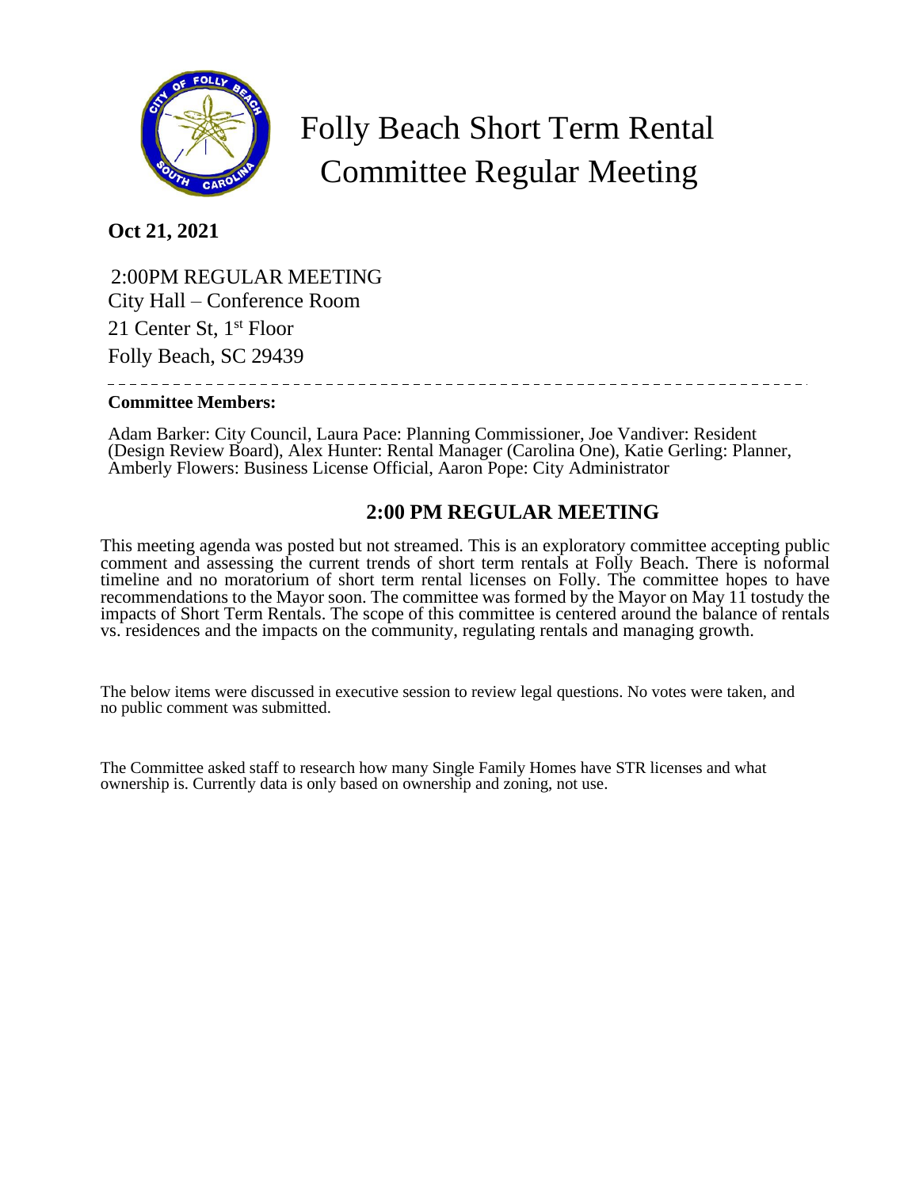# Folly Beach Short Term Rental Committee Regular Meeting

**Oct 21, 2021**

2:00PM REGULAR MEETING
City Hall – Conference Room
21 Center St, 1st Floor
Folly Beach, SC 29439

---

**Committee Members:**

Adam Barker: City Council, Laura Pace: Planning Commissioner, Joe Vandiver: Resident (Design Review Board), Alex Hunter: Rental Manager (Carolina One), Katie Gerling: Planner, Amberly Flowers: Business License Official, Aaron Pope: City Administrator

## 2:00 PM REGULAR MEETING

This meeting agenda was posted but not streamed. This is an exploratory committee accepting public comment and assessing the current trends of short term rentals at Folly Beach. There is noformal timeline and no moratorium of short term rental licenses on Folly. The committee hopes to have recommendations to the Mayor soon. The committee was formed by the Mayor on May 11 tostudy the impacts of Short Term Rentals. The scope of this committee is centered around the balance of rentals vs. residences and the impacts on the community, regulating rentals and managing growth.

The below items were discussed in executive session to review legal questions. No votes were taken, and no public comment was submitted.

The Committee asked staff to research how many Single Family Homes have STR licenses and what ownership is. Currently data is only based on ownership and zoning, not use.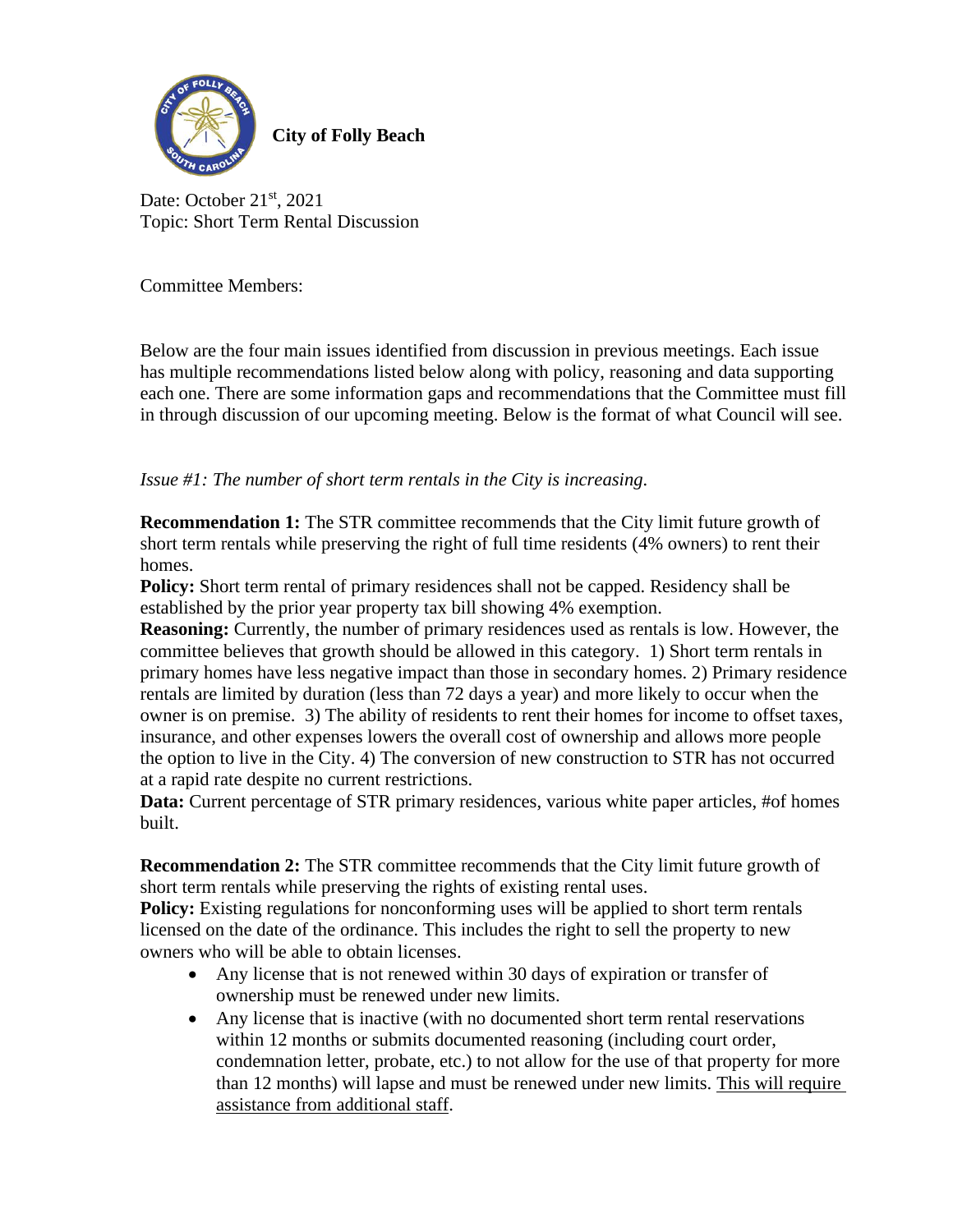**City of Folly Beach**

Date: October 21st, 2021
Topic: Short Term Rental Discussion

Committee Members:

Below are the four main issues identified from discussion in previous meetings. Each issue has multiple recommendations listed below along with policy, reasoning and data supporting each one. There are some information gaps and recommendations that the Committee must fill in through discussion of our upcoming meeting. Below is the format of what Council will see.

*Issue #1: The number of short term rentals in the City is increasing.*

**Recommendation 1:** The STR committee recommends that the City limit future growth of short term rentals while preserving the right of full time residents (4% owners) to rent their homes.
**Policy:** Short term rental of primary residences shall not be capped. Residency shall be established by the prior year property tax bill showing 4% exemption.
**Reasoning:** Currently, the number of primary residences used as rentals is low. However, the committee believes that growth should be allowed in this category. 1) Short term rentals in primary homes have less negative impact than those in secondary homes. 2) Primary residence rentals are limited by duration (less than 72 days a year) and more likely to occur when the owner is on premise. 3) The ability of residents to rent their homes for income to offset taxes, insurance, and other expenses lowers the overall cost of ownership and allows more people the option to live in the City. 4) The conversion of new construction to STR has not occurred at a rapid rate despite no current restrictions.
**Data:** Current percentage of STR primary residences, various white paper articles, #of homes built.

**Recommendation 2:** The STR committee recommends that the City limit future growth of short term rentals while preserving the rights of existing rental uses.
**Policy:** Existing regulations for nonconforming uses will be applied to short term rentals licensed on the date of the ordinance. This includes the right to sell the property to new owners who will be able to obtain licenses.

- Any license that is not renewed within 30 days of expiration or transfer of ownership must be renewed under new limits.
- Any license that is inactive (with no documented short term rental reservations within 12 months or submits documented reasoning (including court order, condemnation letter, probate, etc.) to not allow for the use of that property for more than 12 months) will lapse and must be renewed under new limits. <u>This will require assistance from additional staff</u>.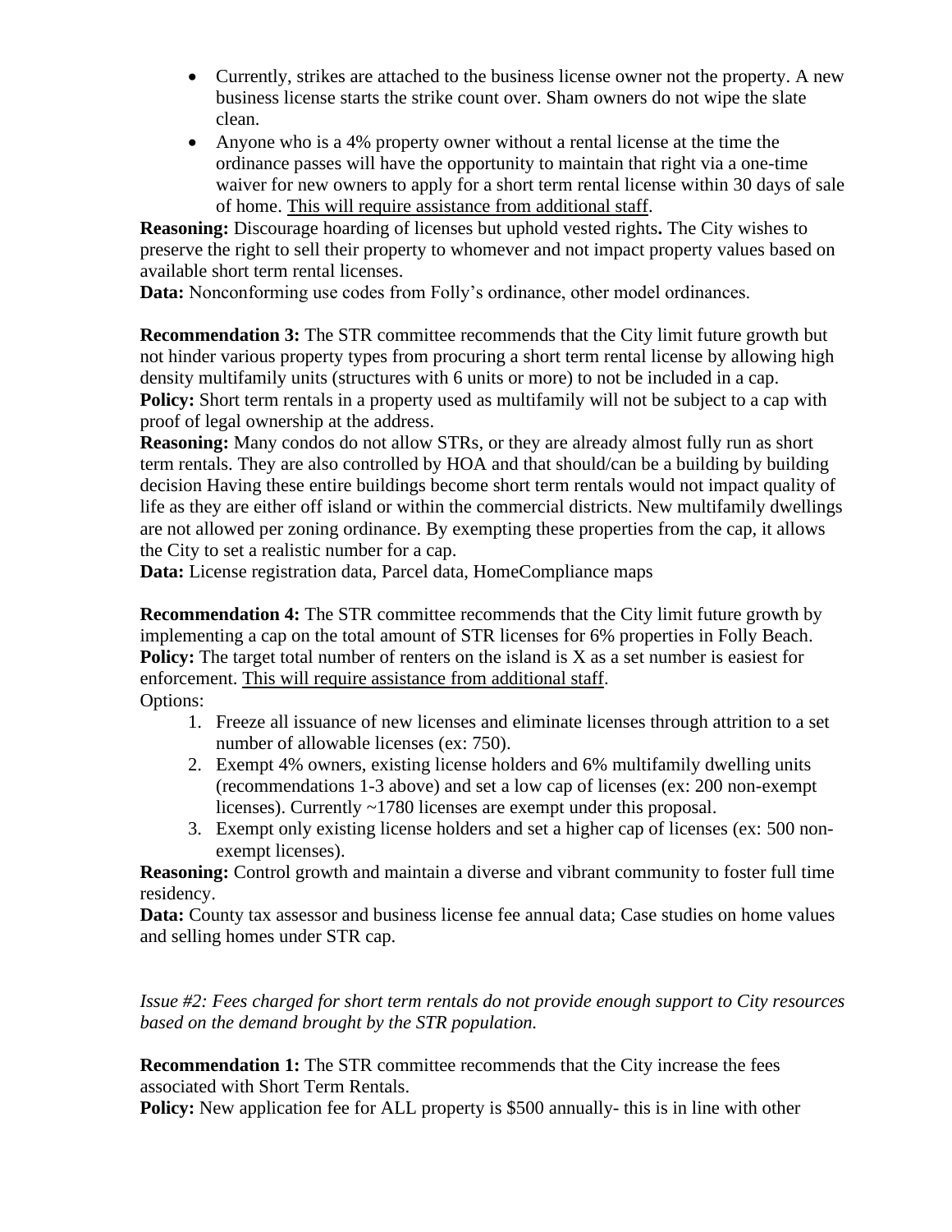- Currently, strikes are attached to the business license owner not the property. A new business license starts the strike count over. Sham owners do not wipe the slate clean.
- Anyone who is a 4% property owner without a rental license at the time the ordinance passes will have the opportunity to maintain that right via a one-time waiver for new owners to apply for a short term rental license within 30 days of sale of home. <u>This will require assistance from additional staff</u>.

**Reasoning:** Discourage hoarding of licenses but uphold vested rights**.** The City wishes to preserve the right to sell their property to whomever and not impact property values based on available short term rental licenses.
**Data:** Nonconforming use codes from Folly's ordinance, other model ordinances.

**Recommendation 3:** The STR committee recommends that the City limit future growth but not hinder various property types from procuring a short term rental license by allowing high density multifamily units (structures with 6 units or more) to not be included in a cap.
**Policy:** Short term rentals in a property used as multifamily will not be subject to a cap with proof of legal ownership at the address.
**Reasoning:** Many condos do not allow STRs, or they are already almost fully run as short term rentals. They are also controlled by HOA and that should/can be a building by building decision Having these entire buildings become short term rentals would not impact quality of life as they are either off island or within the commercial districts. New multifamily dwellings are not allowed per zoning ordinance. By exempting these properties from the cap, it allows the City to set a realistic number for a cap.
**Data:** License registration data, Parcel data, HomeCompliance maps

**Recommendation 4:** The STR committee recommends that the City limit future growth by implementing a cap on the total amount of STR licenses for 6% properties in Folly Beach.
**Policy:** The target total number of renters on the island is X as a set number is easiest for enforcement. <u>This will require assistance from additional staff</u>.
Options:

1. Freeze all issuance of new licenses and eliminate licenses through attrition to a set number of allowable licenses (ex: 750).
2. Exempt 4% owners, existing license holders and 6% multifamily dwelling units (recommendations 1-3 above) and set a low cap of licenses (ex: 200 non-exempt licenses). Currently ~1780 licenses are exempt under this proposal.
3. Exempt only existing license holders and set a higher cap of licenses (ex: 500 non-exempt licenses).

**Reasoning:** Control growth and maintain a diverse and vibrant community to foster full time residency.
**Data:** County tax assessor and business license fee annual data; Case studies on home values and selling homes under STR cap.

*Issue #2: Fees charged for short term rentals do not provide enough support to City resources based on the demand brought by the STR population.*

**Recommendation 1:** The STR committee recommends that the City increase the fees associated with Short Term Rentals.
**Policy:** New application fee for ALL property is $500 annually- this is in line with other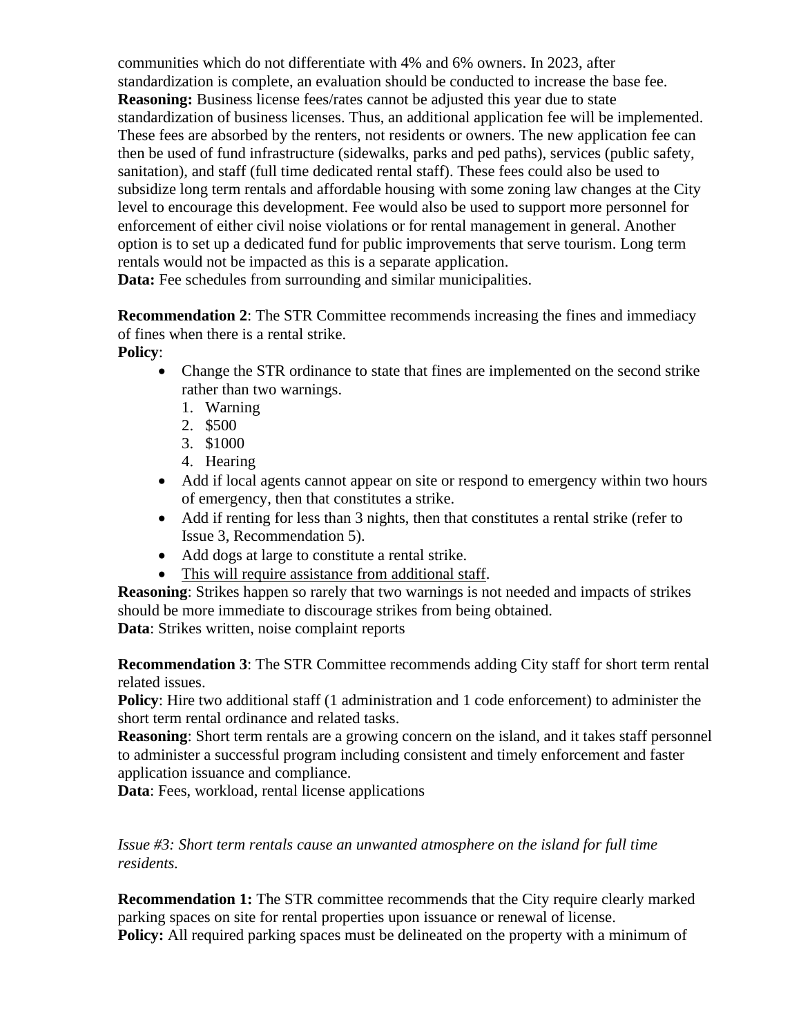communities which do not differentiate with 4% and 6% owners. In 2023, after standardization is complete, an evaluation should be conducted to increase the base fee.
**Reasoning:** Business license fees/rates cannot be adjusted this year due to state standardization of business licenses. Thus, an additional application fee will be implemented. These fees are absorbed by the renters, not residents or owners. The new application fee can then be used of fund infrastructure (sidewalks, parks and ped paths), services (public safety, sanitation), and staff (full time dedicated rental staff). These fees could also be used to subsidize long term rentals and affordable housing with some zoning law changes at the City level to encourage this development. Fee would also be used to support more personnel for enforcement of either civil noise violations or for rental management in general. Another option is to set up a dedicated fund for public improvements that serve tourism. Long term rentals would not be impacted as this is a separate application.
**Data:** Fee schedules from surrounding and similar municipalities.

**Recommendation 2**: The STR Committee recommends increasing the fines and immediacy of fines when there is a rental strike.
**Policy**:

- Change the STR ordinance to state that fines are implemented on the second strike rather than two warnings.
  1. Warning
  2. $500
  3. $1000
  4. Hearing
- Add if local agents cannot appear on site or respond to emergency within two hours of emergency, then that constitutes a strike.
- Add if renting for less than 3 nights, then that constitutes a rental strike (refer to Issue 3, Recommendation 5).
- Add dogs at large to constitute a rental strike.
- <u>This will require assistance from additional staff</u>.

**Reasoning**: Strikes happen so rarely that two warnings is not needed and impacts of strikes should be more immediate to discourage strikes from being obtained.
**Data**: Strikes written, noise complaint reports

**Recommendation 3**: The STR Committee recommends adding City staff for short term rental related issues.
**Policy**: Hire two additional staff (1 administration and 1 code enforcement) to administer the short term rental ordinance and related tasks.
**Reasoning**: Short term rentals are a growing concern on the island, and it takes staff personnel to administer a successful program including consistent and timely enforcement and faster application issuance and compliance.
**Data**: Fees, workload, rental license applications

*Issue #3: Short term rentals cause an unwanted atmosphere on the island for full time residents.*

**Recommendation 1:** The STR committee recommends that the City require clearly marked parking spaces on site for rental properties upon issuance or renewal of license.
**Policy:** All required parking spaces must be delineated on the property with a minimum of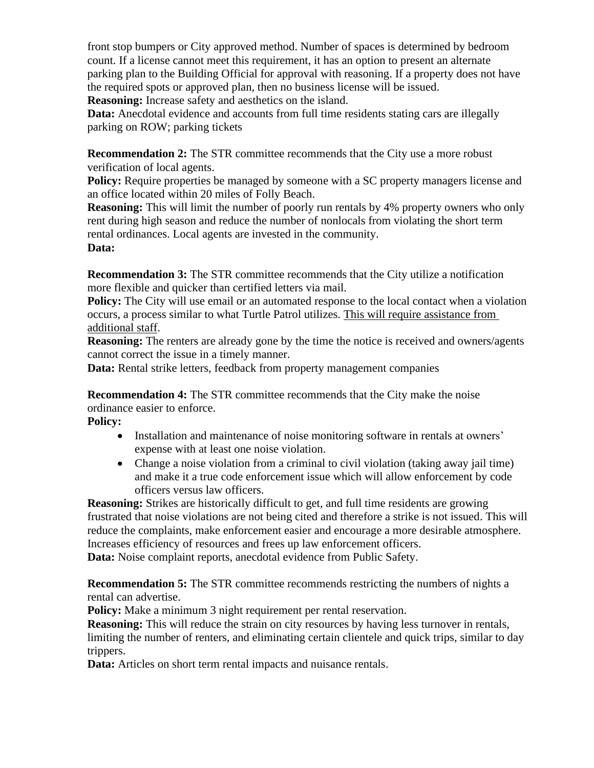front stop bumpers or City approved method. Number of spaces is determined by bedroom count. If a license cannot meet this requirement, it has an option to present an alternate parking plan to the Building Official for approval with reasoning. If a property does not have the required spots or approved plan, then no business license will be issued.
**Reasoning:** Increase safety and aesthetics on the island.
**Data:** Anecdotal evidence and accounts from full time residents stating cars are illegally parking on ROW; parking tickets

**Recommendation 2:** The STR committee recommends that the City use a more robust verification of local agents.
**Policy:** Require properties be managed by someone with a SC property managers license and an office located within 20 miles of Folly Beach.
**Reasoning:** This will limit the number of poorly run rentals by 4% property owners who only rent during high season and reduce the number of nonlocals from violating the short term rental ordinances. Local agents are invested in the community.
**Data:**

**Recommendation 3:** The STR committee recommends that the City utilize a notification more flexible and quicker than certified letters via mail.
**Policy:** The City will use email or an automated response to the local contact when a violation occurs, a process similar to what Turtle Patrol utilizes. <u>This will require assistance from additional staff</u>.
**Reasoning:** The renters are already gone by the time the notice is received and owners/agents cannot correct the issue in a timely manner.
**Data:** Rental strike letters, feedback from property management companies

**Recommendation 4:** The STR committee recommends that the City make the noise ordinance easier to enforce.
**Policy:**

- Installation and maintenance of noise monitoring software in rentals at owners' expense with at least one noise violation.
- Change a noise violation from a criminal to civil violation (taking away jail time) and make it a true code enforcement issue which will allow enforcement by code officers versus law officers.

**Reasoning:** Strikes are historically difficult to get, and full time residents are growing frustrated that noise violations are not being cited and therefore a strike is not issued. This will reduce the complaints, make enforcement easier and encourage a more desirable atmosphere. Increases efficiency of resources and frees up law enforcement officers.
**Data:** Noise complaint reports, anecdotal evidence from Public Safety.

**Recommendation 5:** The STR committee recommends restricting the numbers of nights a rental can advertise.
**Policy:** Make a minimum 3 night requirement per rental reservation.
**Reasoning:** This will reduce the strain on city resources by having less turnover in rentals, limiting the number of renters, and eliminating certain clientele and quick trips, similar to day trippers.
**Data:** Articles on short term rental impacts and nuisance rentals.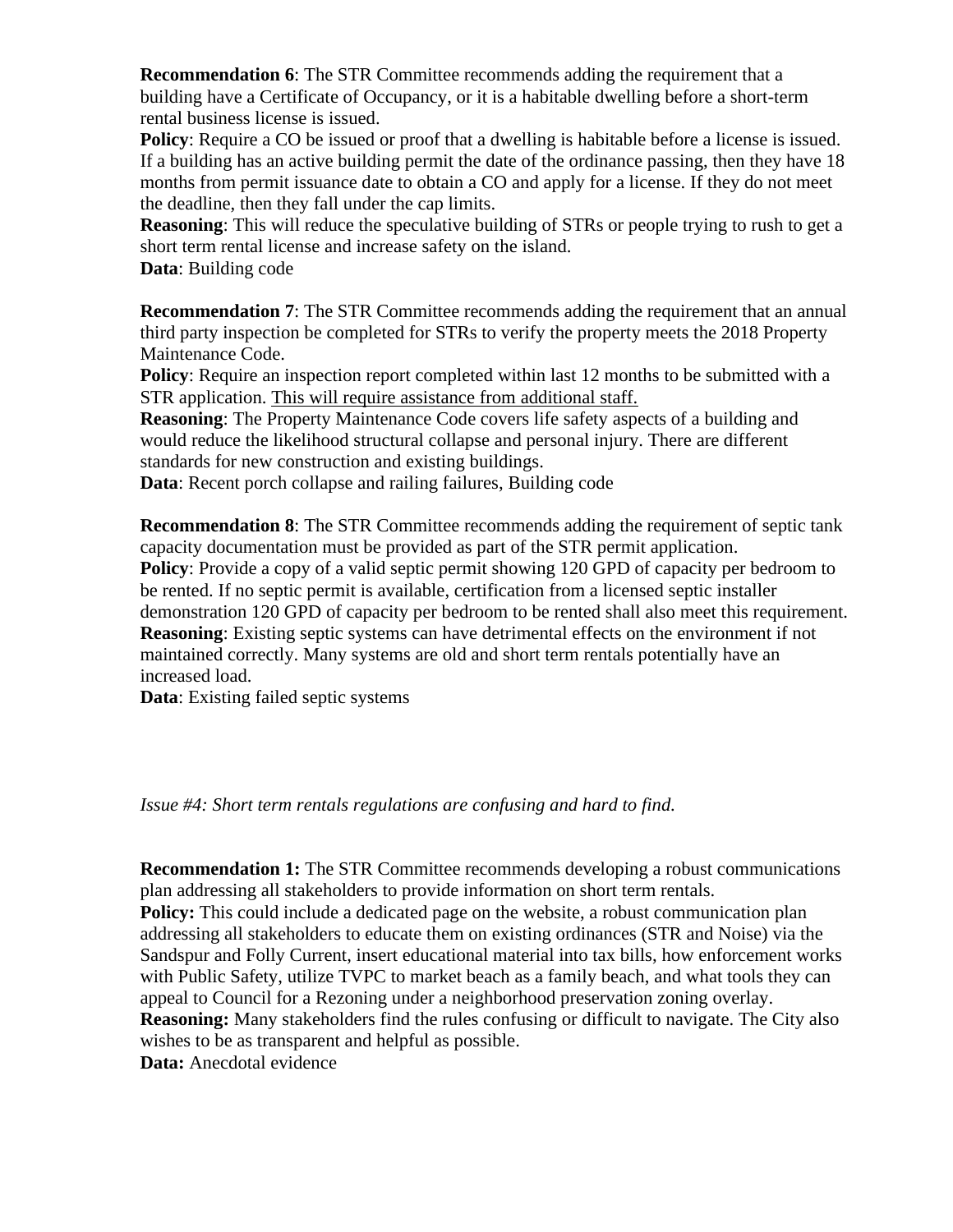**Recommendation 6**: The STR Committee recommends adding the requirement that a building have a Certificate of Occupancy, or it is a habitable dwelling before a short-term rental business license is issued.
**Policy**: Require a CO be issued or proof that a dwelling is habitable before a license is issued. If a building has an active building permit the date of the ordinance passing, then they have 18 months from permit issuance date to obtain a CO and apply for a license. If they do not meet the deadline, then they fall under the cap limits.
**Reasoning**: This will reduce the speculative building of STRs or people trying to rush to get a short term rental license and increase safety on the island.
**Data**: Building code

**Recommendation 7**: The STR Committee recommends adding the requirement that an annual third party inspection be completed for STRs to verify the property meets the 2018 Property Maintenance Code.
**Policy**: Require an inspection report completed within last 12 months to be submitted with a STR application. <u>This will require assistance from additional staff.</u>
**Reasoning**: The Property Maintenance Code covers life safety aspects of a building and would reduce the likelihood structural collapse and personal injury. There are different standards for new construction and existing buildings.
**Data**: Recent porch collapse and railing failures, Building code

**Recommendation 8**: The STR Committee recommends adding the requirement of septic tank capacity documentation must be provided as part of the STR permit application.
**Policy**: Provide a copy of a valid septic permit showing 120 GPD of capacity per bedroom to be rented. If no septic permit is available, certification from a licensed septic installer demonstration 120 GPD of capacity per bedroom to be rented shall also meet this requirement.
**Reasoning**: Existing septic systems can have detrimental effects on the environment if not maintained correctly. Many systems are old and short term rentals potentially have an increased load.
**Data**: Existing failed septic systems

*Issue #4: Short term rentals regulations are confusing and hard to find.*

**Recommendation 1:** The STR Committee recommends developing a robust communications plan addressing all stakeholders to provide information on short term rentals.
**Policy:** This could include a dedicated page on the website, a robust communication plan addressing all stakeholders to educate them on existing ordinances (STR and Noise) via the Sandspur and Folly Current, insert educational material into tax bills, how enforcement works with Public Safety, utilize TVPC to market beach as a family beach, and what tools they can appeal to Council for a Rezoning under a neighborhood preservation zoning overlay.
**Reasoning:** Many stakeholders find the rules confusing or difficult to navigate. The City also wishes to be as transparent and helpful as possible.
**Data:** Anecdotal evidence